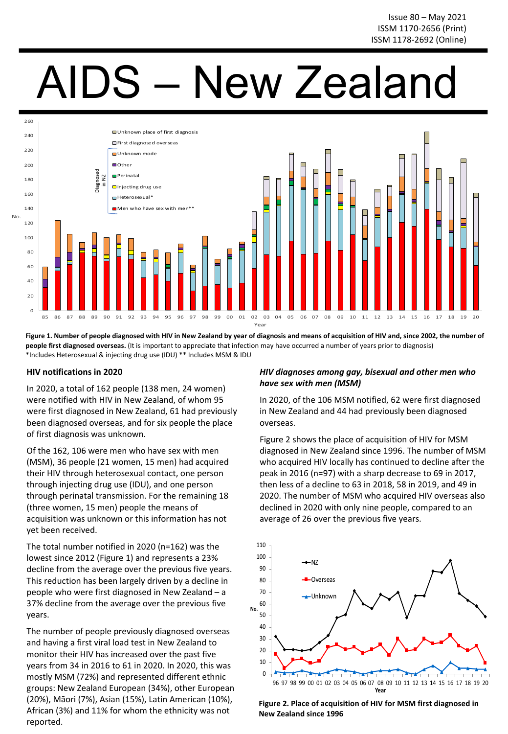Issue 80 – May 2021
ISSM 1170-2656 (Print)
ISSM 1178-2692 (Online)

# AIDS – New Zealand

260
240
220
200
180
160
140
120
100
80
60
40
20
0

No.

Unknown place of first diagnosis
First diagnosed overseas
Unknown mode
Other
Perinatal
Injecting drug use
Heterosexual*
Men who have sex with men**

Diagnosed in NZ

85 86 87 88 89 90 91 92 93 94 95 96 97 98 99 00 01 02 03 04 05 06 07 08 09 10 11 12 13 14 15 16 17 18 19 20

Year

**Figure 1. Number of people diagnosed with HIV in New Zealand by year of diagnosis and means of acquisition of HIV and, since 2002, the number of people first diagnosed overseas.** (It is important to appreciate that infection may have occurred a number of years prior to diagnosis)
*Includes Heterosexual & injecting drug use (IDU) ** Includes MSM & IDU

## HIV notifications in 2020

In 2020, a total of 162 people (138 men, 24 women) were notified with HIV in New Zealand, of whom 95 were first diagnosed in New Zealand, 61 had previously been diagnosed overseas, and for six people the place of first diagnosis was unknown.

Of the 162, 106 were men who have sex with men (MSM), 36 people (21 women, 15 men) had acquired their HIV through heterosexual contact, one person through injecting drug use (IDU), and one person through perinatal transmission. For the remaining 18 (three women, 15 men) people the means of acquisition was unknown or this information has not yet been received.

The total number notified in 2020 (n=162) was the lowest since 2012 (Figure 1) and represents a 23% decline from the average over the previous five years. This reduction has been largely driven by a decline in people who were first diagnosed in New Zealand – a 37% decline from the average over the previous five years.

The number of people previously diagnosed overseas and having a first viral load test in New Zealand to monitor their HIV has increased over the past five years from 34 in 2016 to 61 in 2020. In 2020, this was mostly MSM (72%) and represented different ethnic groups: New Zealand European (34%), other European (20%), Māori (7%), Asian (15%), Latin American (10%), African (3%) and 11% for whom the ethnicity was not reported.

## *HIV diagnoses among gay, bisexual and other men who have sex with men (MSM)*

In 2020, of the 106 MSM notified, 62 were first diagnosed in New Zealand and 44 had previously been diagnosed overseas.

Figure 2 shows the place of acquisition of HIV for MSM diagnosed in New Zealand since 1996. The number of MSM who acquired HIV locally has continued to decline after the peak in 2016 (n=97) with a sharp decrease to 69 in 2017, then less of a decline to 63 in 2018, 58 in 2019, and 49 in 2020. The number of MSM who acquired HIV overseas also declined in 2020 with only nine people, compared to an average of 26 over the previous five years.

110
100
90
80
70
60
50
40
30
20
10
0

No.

NZ
Overseas
Unknown

96 97 98 99 00 01 02 03 04 05 06 07 08 09 10 11 12 13 14 15 16 17 18 19 20

Year

**Figure 2. Place of acquisition of HIV for MSM first diagnosed in New Zealand since 1996**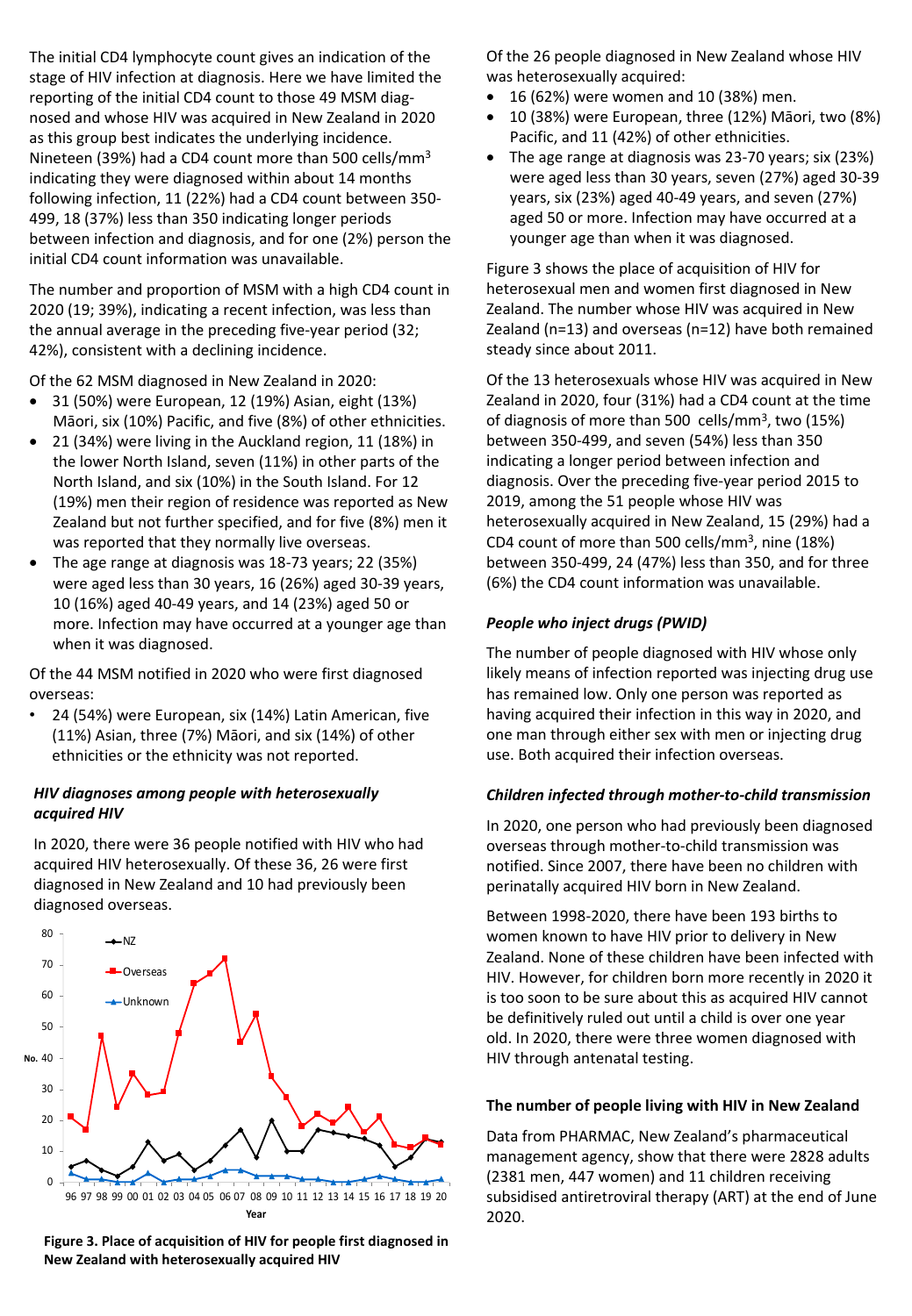The initial CD4 lymphocyte count gives an indication of the stage of HIV infection at diagnosis. Here we have limited the reporting of the initial CD4 count to those 49 MSM diagnosed and whose HIV was acquired in New Zealand in 2020 as this group best indicates the underlying incidence. Nineteen (39%) had a CD4 count more than 500 cells/mm$^3$ indicating they were diagnosed within about 14 months following infection, 11 (22%) had a CD4 count between 350-499, 18 (37%) less than 350 indicating longer periods between infection and diagnosis, and for one (2%) person the initial CD4 count information was unavailable.

The number and proportion of MSM with a high CD4 count in 2020 (19; 39%), indicating a recent infection, was less than the annual average in the preceding five-year period (32; 42%), consistent with a declining incidence.

Of the 62 MSM diagnosed in New Zealand in 2020:

- 31 (50%) were European, 12 (19%) Asian, eight (13%) Māori, six (10%) Pacific, and five (8%) of other ethnicities.
- 21 (34%) were living in the Auckland region, 11 (18%) in the lower North Island, seven (11%) in other parts of the North Island, and six (10%) in the South Island. For 12 (19%) men their region of residence was reported as New Zealand but not further specified, and for five (8%) men it was reported that they normally live overseas.
- The age range at diagnosis was 18-73 years; 22 (35%) were aged less than 30 years, 16 (26%) aged 30-39 years, 10 (16%) aged 40-49 years, and 14 (23%) aged 50 or more. Infection may have occurred at a younger age than when it was diagnosed.

Of the 44 MSM notified in 2020 who were first diagnosed overseas:

- 24 (54%) were European, six (14%) Latin American, five (11%) Asian, three (7%) Māori, and six (14%) of other ethnicities or the ethnicity was not reported.

### *HIV diagnoses among people with heterosexually acquired HIV*

In 2020, there were 36 people notified with HIV who had acquired HIV heterosexually. Of these 36, 26 were first diagnosed in New Zealand and 10 had previously been diagnosed overseas.

NZ
Overseas
Unknown
No.
0 10 20 30 40 50 60 70 80
96 97 98 99 00 01 02 03 04 05 06 07 08 09 10 11 12 13 14 15 16 17 18 19 20
Year

**Figure 3. Place of acquisition of HIV for people first diagnosed in New Zealand with heterosexually acquired HIV**

Of the 26 people diagnosed in New Zealand whose HIV was heterosexually acquired:

- 16 (62%) were women and 10 (38%) men.
- 10 (38%) were European, three (12%) Māori, two (8%) Pacific, and 11 (42%) of other ethnicities.
- The age range at diagnosis was 23-70 years; six (23%) were aged less than 30 years, seven (27%) aged 30-39 years, six (23%) aged 40-49 years, and seven (27%) aged 50 or more. Infection may have occurred at a younger age than when it was diagnosed.

Figure 3 shows the place of acquisition of HIV for heterosexual men and women first diagnosed in New Zealand. The number whose HIV was acquired in New Zealand (n=13) and overseas (n=12) have both remained steady since about 2011.

Of the 13 heterosexuals whose HIV was acquired in New Zealand in 2020, four (31%) had a CD4 count at the time of diagnosis of more than 500 cells/mm$^3$, two (15%) between 350-499, and seven (54%) less than 350 indicating a longer period between infection and diagnosis. Over the preceding five-year period 2015 to 2019, among the 51 people whose HIV was heterosexually acquired in New Zealand, 15 (29%) had a CD4 count of more than 500 cells/mm$^3$, nine (18%) between 350-499, 24 (47%) less than 350, and for three (6%) the CD4 count information was unavailable.

### *People who inject drugs (PWID)*

The number of people diagnosed with HIV whose only likely means of infection reported was injecting drug use has remained low. Only one person was reported as having acquired their infection in this way in 2020, and one man through either sex with men or injecting drug use. Both acquired their infection overseas.

### *Children infected through mother-to-child transmission*

In 2020, one person who had previously been diagnosed overseas through mother-to-child transmission was notified. Since 2007, there have been no children with perinatally acquired HIV born in New Zealand.

Between 1998-2020, there have been 193 births to women known to have HIV prior to delivery in New Zealand. None of these children have been infected with HIV. However, for children born more recently in 2020 it is too soon to be sure about this as acquired HIV cannot be definitively ruled out until a child is over one year old. In 2020, there were three women diagnosed with HIV through antenatal testing.

### The number of people living with HIV in New Zealand

Data from PHARMAC, New Zealand's pharmaceutical management agency, show that there were 2828 adults (2381 men, 447 women) and 11 children receiving subsidised antiretroviral therapy (ART) at the end of June 2020.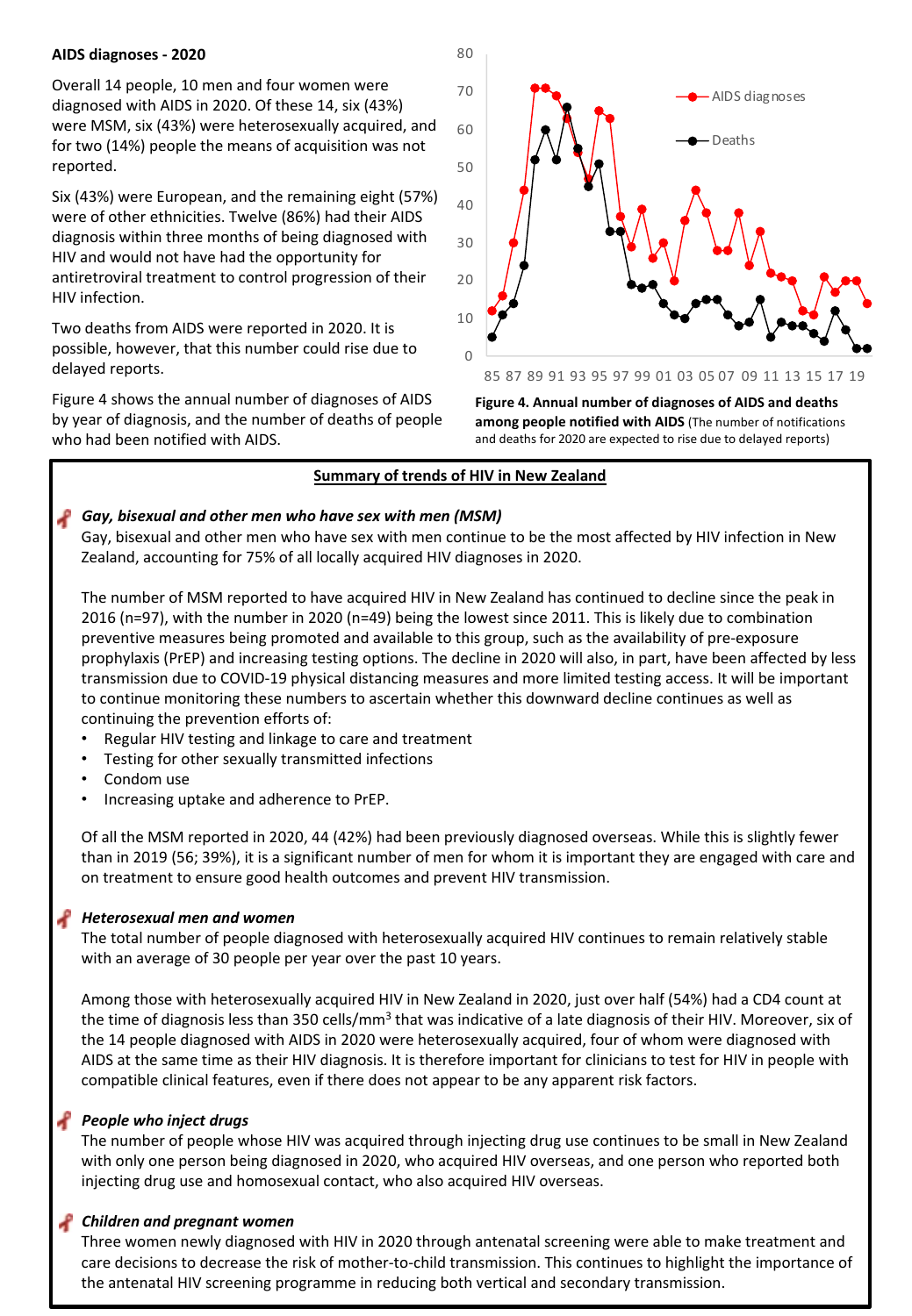**AIDS diagnoses - 2020**

Overall 14 people, 10 men and four women were diagnosed with AIDS in 2020. Of these 14, six (43%) were MSM, six (43%) were heterosexually acquired, and for two (14%) people the means of acquisition was not reported.

Six (43%) were European, and the remaining eight (57%) were of other ethnicities. Twelve (86%) had their AIDS diagnosis within three months of being diagnosed with HIV and would not have had the opportunity for antiretroviral treatment to control progression of their HIV infection.

Two deaths from AIDS were reported in 2020. It is possible, however, that this number could rise due to delayed reports.

Figure 4 shows the annual number of diagnoses of AIDS by year of diagnosis, and the number of deaths of people who had been notified with AIDS.

80
70
60
50
40
30
20
10
0

AIDS diagnoses
Deaths

85 87 89 91 93 95 97 99 01 03 05 07 09 11 13 15 17 19

**Figure 4. Annual number of diagnoses of AIDS and deaths among people notified with AIDS** (The number of notifications and deaths for 2020 are expected to rise due to delayed reports)

## Summary of trends of HIV in New Zealand

### *Gay, bisexual and other men who have sex with men (MSM)*

Gay, bisexual and other men who have sex with men continue to be the most affected by HIV infection in New Zealand, accounting for 75% of all locally acquired HIV diagnoses in 2020.

The number of MSM reported to have acquired HIV in New Zealand has continued to decline since the peak in 2016 (n=97), with the number in 2020 (n=49) being the lowest since 2011. This is likely due to combination preventive measures being promoted and available to this group, such as the availability of pre-exposure prophylaxis (PrEP) and increasing testing options. The decline in 2020 will also, in part, have been affected by less transmission due to COVID-19 physical distancing measures and more limited testing access. It will be important to continue monitoring these numbers to ascertain whether this downward decline continues as well as continuing the prevention efforts of:

- Regular HIV testing and linkage to care and treatment
- Testing for other sexually transmitted infections
- Condom use
- Increasing uptake and adherence to PrEP.

Of all the MSM reported in 2020, 44 (42%) had been previously diagnosed overseas. While this is slightly fewer than in 2019 (56; 39%), it is a significant number of men for whom it is important they are engaged with care and on treatment to ensure good health outcomes and prevent HIV transmission.

### *Heterosexual men and women*

The total number of people diagnosed with heterosexually acquired HIV continues to remain relatively stable with an average of 30 people per year over the past 10 years.

Among those with heterosexually acquired HIV in New Zealand in 2020, just over half (54%) had a CD4 count at the time of diagnosis less than 350 cells/mm$^3$ that was indicative of a late diagnosis of their HIV. Moreover, six of the 14 people diagnosed with AIDS in 2020 were heterosexually acquired, four of whom were diagnosed with AIDS at the same time as their HIV diagnosis. It is therefore important for clinicians to test for HIV in people with compatible clinical features, even if there does not appear to be any apparent risk factors.

### *People who inject drugs*

The number of people whose HIV was acquired through injecting drug use continues to be small in New Zealand with only one person being diagnosed in 2020, who acquired HIV overseas, and one person who reported both injecting drug use and homosexual contact, who also acquired HIV overseas.

### *Children and pregnant women*

Three women newly diagnosed with HIV in 2020 through antenatal screening were able to make treatment and care decisions to decrease the risk of mother-to-child transmission. This continues to highlight the importance of the antenatal HIV screening programme in reducing both vertical and secondary transmission.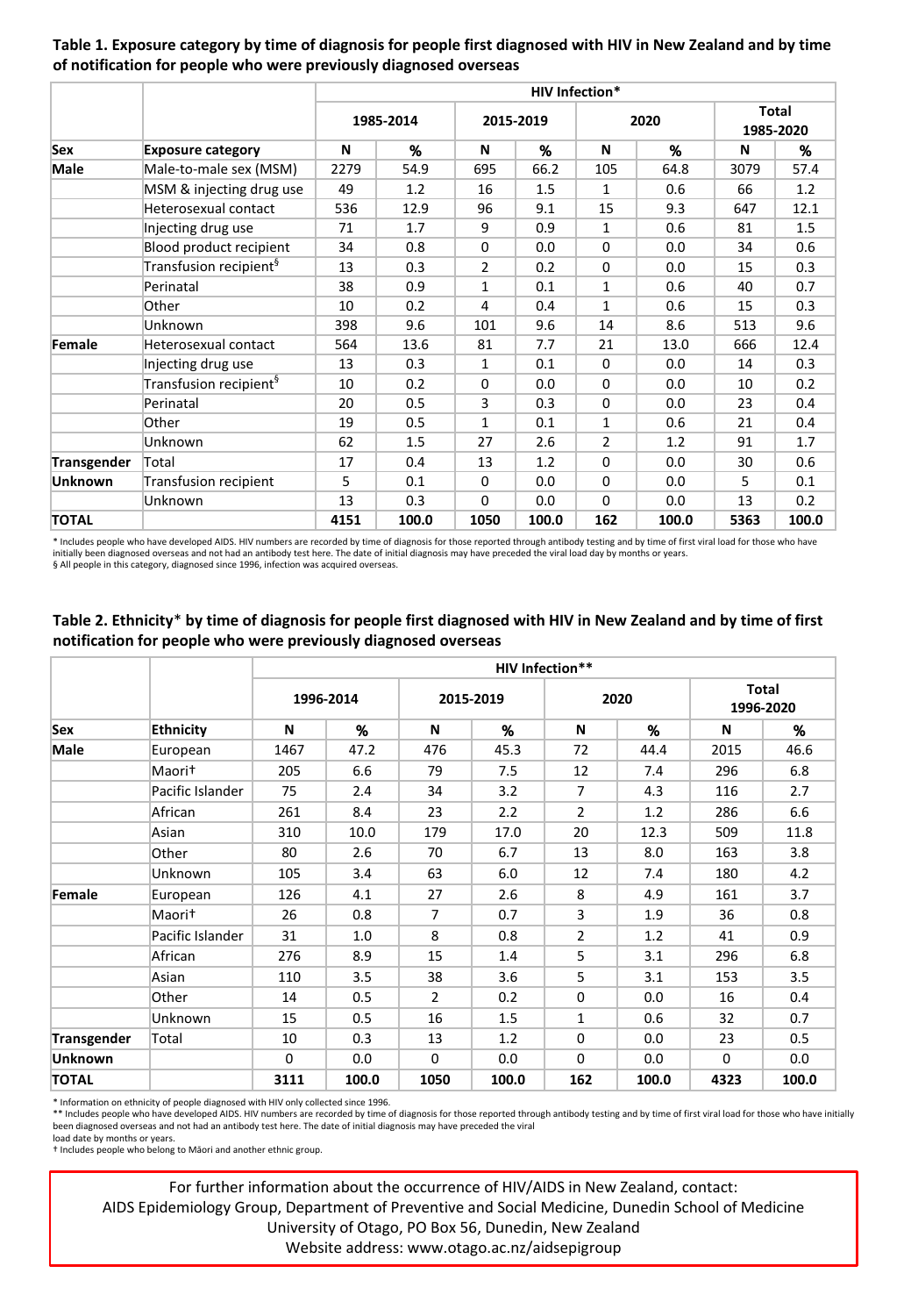**Table 1. Exposure category by time of diagnosis for people first diagnosed with HIV in New Zealand and by time of notification for people who were previously diagnosed overseas**

| | | HIV Infection* | | | | | | | |
|---|---|---|---|---|---|---|---|---|---|
| | | 1985-2014 | | 2015-2019 | | 2020 | | Total 1985-2020 | |
| Sex | Exposure category | N | % | N | % | N | % | N | % |
| Male | Male-to-male sex (MSM) | 2279 | 54.9 | 695 | 66.2 | 105 | 64.8 | 3079 | 57.4 |
| | MSM & injecting drug use | 49 | 1.2 | 16 | 1.5 | 1 | 0.6 | 66 | 1.2 |
| | Heterosexual contact | 536 | 12.9 | 96 | 9.1 | 15 | 9.3 | 647 | 12.1 |
| | Injecting drug use | 71 | 1.7 | 9 | 0.9 | 1 | 0.6 | 81 | 1.5 |
| | Blood product recipient | 34 | 0.8 | 0 | 0.0 | 0 | 0.0 | 34 | 0.6 |
| | Transfusion recipient§ | 13 | 0.3 | 2 | 0.2 | 0 | 0.0 | 15 | 0.3 |
| | Perinatal | 38 | 0.9 | 1 | 0.1 | 1 | 0.6 | 40 | 0.7 |
| | Other | 10 | 0.2 | 4 | 0.4 | 1 | 0.6 | 15 | 0.3 |
| | Unknown | 398 | 9.6 | 101 | 9.6 | 14 | 8.6 | 513 | 9.6 |
| Female | Heterosexual contact | 564 | 13.6 | 81 | 7.7 | 21 | 13.0 | 666 | 12.4 |
| | Injecting drug use | 13 | 0.3 | 1 | 0.1 | 0 | 0.0 | 14 | 0.3 |
| | Transfusion recipient§ | 10 | 0.2 | 0 | 0.0 | 0 | 0.0 | 10 | 0.2 |
| | Perinatal | 20 | 0.5 | 3 | 0.3 | 0 | 0.0 | 23 | 0.4 |
| | Other | 19 | 0.5 | 1 | 0.1 | 1 | 0.6 | 21 | 0.4 |
| | Unknown | 62 | 1.5 | 27 | 2.6 | 2 | 1.2 | 91 | 1.7 |
| Transgender | Total | 17 | 0.4 | 13 | 1.2 | 0 | 0.0 | 30 | 0.6 |
| Unknown | Transfusion recipient | 5 | 0.1 | 0 | 0.0 | 0 | 0.0 | 5 | 0.1 |
| | Unknown | 13 | 0.3 | 0 | 0.0 | 0 | 0.0 | 13 | 0.2 |
| **TOTAL** | | **4151** | **100.0** | **1050** | **100.0** | **162** | **100.0** | **5363** | **100.0** |

\* Includes people who have developed AIDS. HIV numbers are recorded by time of diagnosis for those reported through antibody testing and by time of first viral load for those who have initially been diagnosed overseas and not had an antibody test here. The date of initial diagnosis may have preceded the viral load day by months or years.
§ All people in this category, diagnosed since 1996, infection was acquired overseas.

**Table 2. Ethnicity* by time of diagnosis for people first diagnosed with HIV in New Zealand and by time of first notification for people who were previously diagnosed overseas**

| | | HIV Infection** | | | | | | | |
|---|---|---|---|---|---|---|---|---|---|
| | | 1996-2014 | | 2015-2019 | | 2020 | | Total 1996-2020 | |
| Sex | Ethnicity | N | % | N | % | N | % | N | % |
| Male | European | 1467 | 47.2 | 476 | 45.3 | 72 | 44.4 | 2015 | 46.6 |
| | Maori† | 205 | 6.6 | 79 | 7.5 | 12 | 7.4 | 296 | 6.8 |
| | Pacific Islander | 75 | 2.4 | 34 | 3.2 | 7 | 4.3 | 116 | 2.7 |
| | African | 261 | 8.4 | 23 | 2.2 | 2 | 1.2 | 286 | 6.6 |
| | Asian | 310 | 10.0 | 179 | 17.0 | 20 | 12.3 | 509 | 11.8 |
| | Other | 80 | 2.6 | 70 | 6.7 | 13 | 8.0 | 163 | 3.8 |
| | Unknown | 105 | 3.4 | 63 | 6.0 | 12 | 7.4 | 180 | 4.2 |
| Female | European | 126 | 4.1 | 27 | 2.6 | 8 | 4.9 | 161 | 3.7 |
| | Maori† | 26 | 0.8 | 7 | 0.7 | 3 | 1.9 | 36 | 0.8 |
| | Pacific Islander | 31 | 1.0 | 8 | 0.8 | 2 | 1.2 | 41 | 0.9 |
| | African | 276 | 8.9 | 15 | 1.4 | 5 | 3.1 | 296 | 6.8 |
| | Asian | 110 | 3.5 | 38 | 3.6 | 5 | 3.1 | 153 | 3.5 |
| | Other | 14 | 0.5 | 2 | 0.2 | 0 | 0.0 | 16 | 0.4 |
| | Unknown | 15 | 0.5 | 16 | 1.5 | 1 | 0.6 | 32 | 0.7 |
| Transgender | Total | 10 | 0.3 | 13 | 1.2 | 0 | 0.0 | 23 | 0.5 |
| Unknown | | 0 | 0.0 | 0 | 0.0 | 0 | 0.0 | 0 | 0.0 |
| **TOTAL** | | **3111** | **100.0** | **1050** | **100.0** | **162** | **100.0** | **4323** | **100.0** |

\* Information on ethnicity of people diagnosed with HIV only collected since 1996.
\** Includes people who have developed AIDS. HIV numbers are recorded by time of diagnosis for those reported through antibody testing and by time of first viral load for those who have initially been diagnosed overseas and not had an antibody test here. The date of initial diagnosis may have preceded the viral load date by months or years.
† Includes people who belong to Māori and another ethnic group.

For further information about the occurrence of HIV/AIDS in New Zealand, contact:
AIDS Epidemiology Group, Department of Preventive and Social Medicine, Dunedin School of Medicine
University of Otago, PO Box 56, Dunedin, New Zealand
Website address: www.otago.ac.nz/aidsepigroup